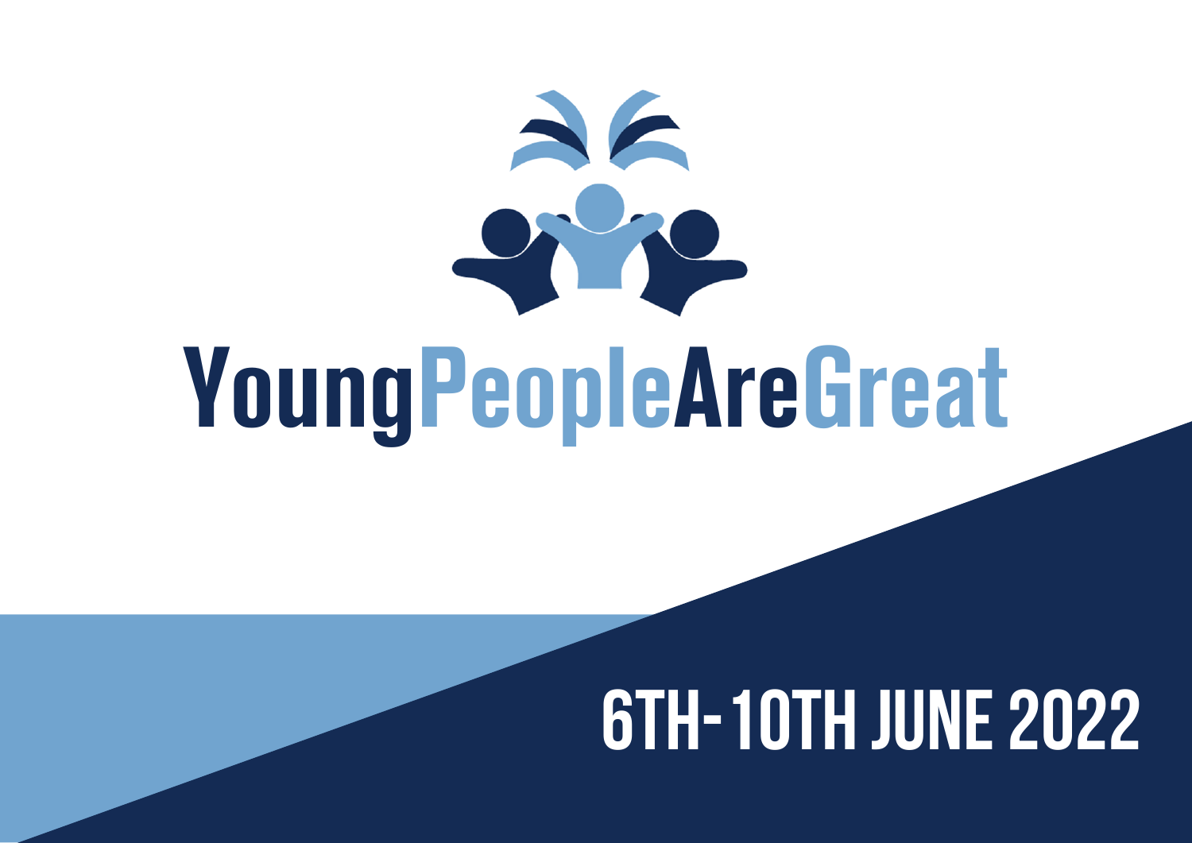# YoungPeopleAreGreat

## 6TH-10TH JUNE 2022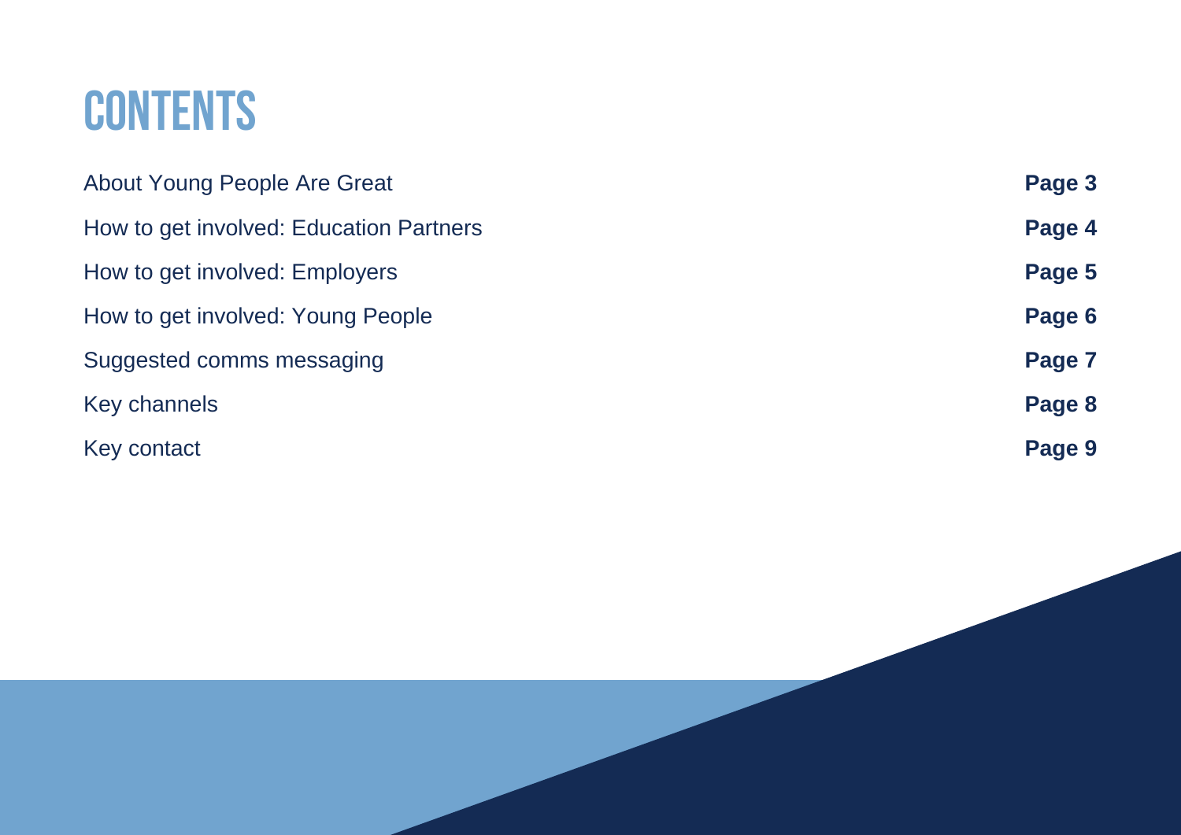# CONTENTS

| | |
|---|---|
| About Young People Are Great | **Page 3** |
| How to get involved: Education Partners | **Page 4** |
| How to get involved: Employers | **Page 5** |
| How to get involved: Young People | **Page 6** |
| Suggested comms messaging | **Page 7** |
| Key channels | **Page 8** |
| Key contact | **Page 9** |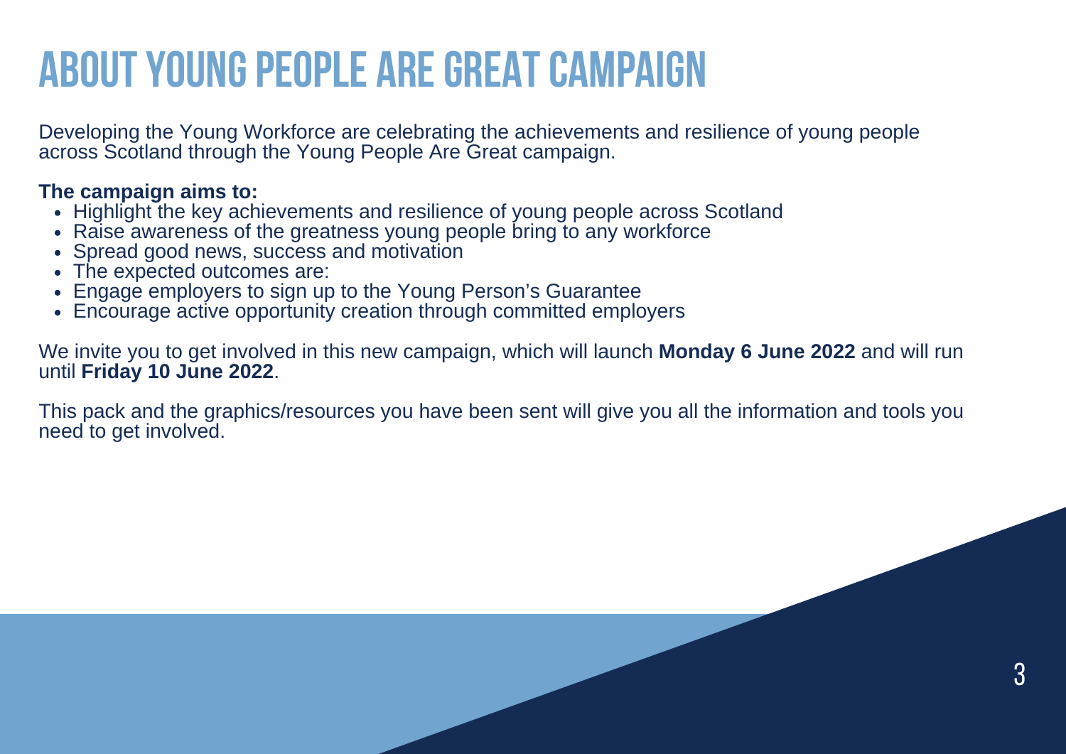# ABOUT YOUNG PEOPLE ARE GREAT CAMPAIGN

Developing the Young Workforce are celebrating the achievements and resilience of young people across Scotland through the Young People Are Great campaign.

**The campaign aims to:**

- Highlight the key achievements and resilience of young people across Scotland
- Raise awareness of the greatness young people bring to any workforce
- Spread good news, success and motivation
- The expected outcomes are:
- Engage employers to sign up to the Young Person's Guarantee
- Encourage active opportunity creation through committed employers

We invite you to get involved in this new campaign, which will launch **Monday 6 June 2022** and will run until **Friday 10 June 2022**.

This pack and the graphics/resources you have been sent will give you all the information and tools you need to get involved.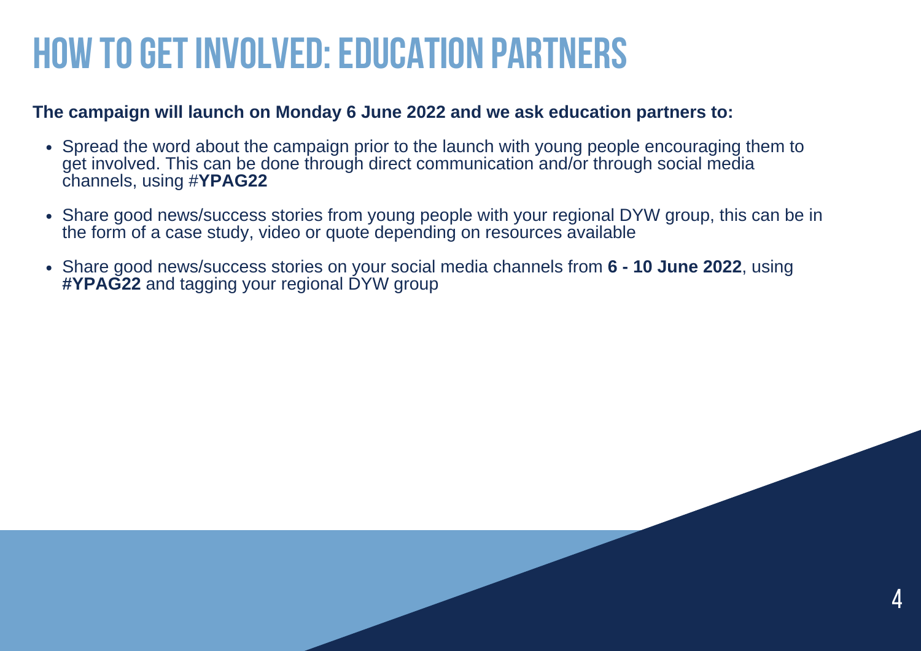# HOW TO GET INVOLVED: EDUCATION PARTNERS

**The campaign will launch on Monday 6 June 2022 and we ask education partners to:**

- Spread the word about the campaign prior to the launch with young people encouraging them to get involved. This can be done through direct communication and/or through social media channels, using #**YPAG22**
- Share good news/success stories from young people with your regional DYW group, this can be in the form of a case study, video or quote depending on resources available
- Share good news/success stories on your social media channels from **6 - 10 June 2022**, using **#YPAG22** and tagging your regional DYW group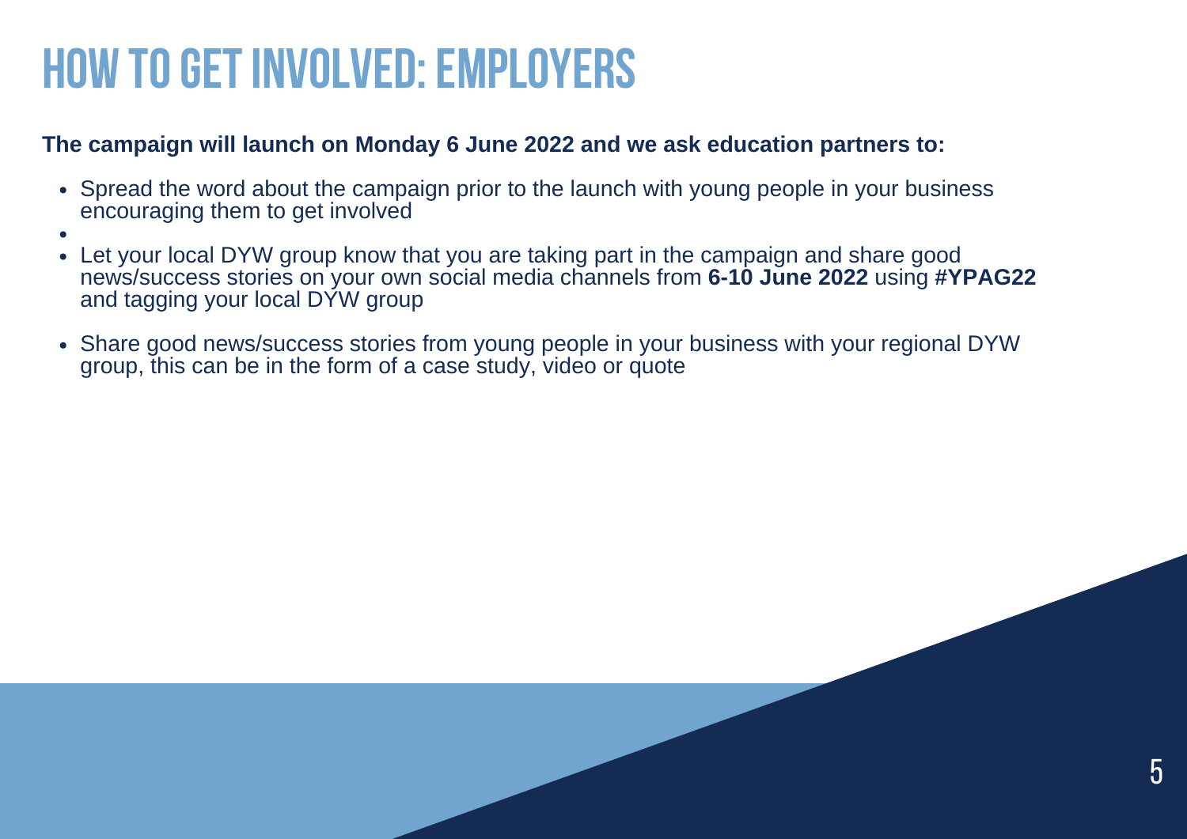# HOW TO GET INVOLVED: EMPLOYERS

**The campaign will launch on Monday 6 June 2022 and we ask education partners to:**

- Spread the word about the campaign prior to the launch with young people in your business encouraging them to get involved
- 
- Let your local DYW group know that you are taking part in the campaign and share good news/success stories on your own social media channels from **6-10 June 2022** using **#YPAG22** and tagging your local DYW group
- Share good news/success stories from young people in your business with your regional DYW group, this can be in the form of a case study, video or quote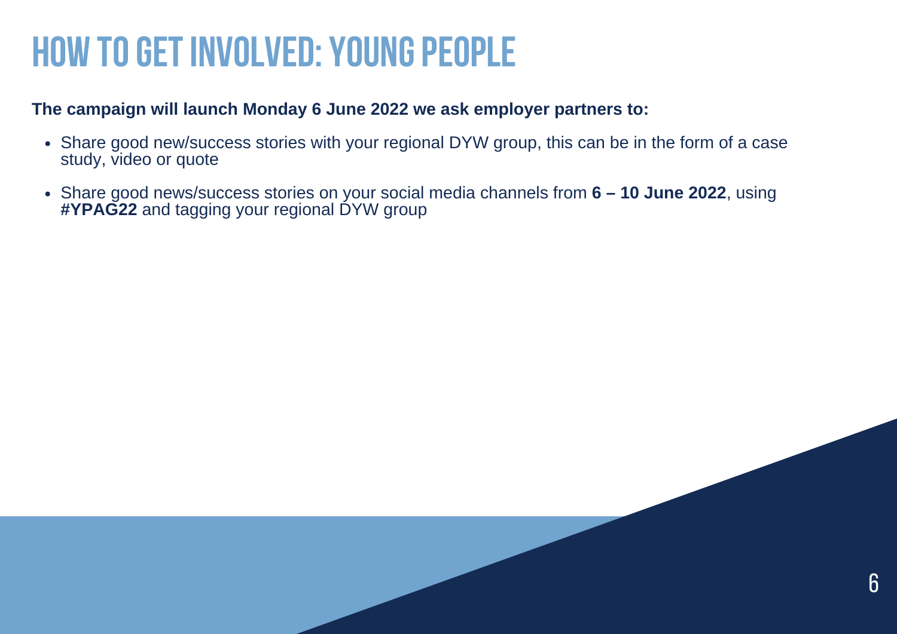# HOW TO GET INVOLVED: YOUNG PEOPLE

**The campaign will launch Monday 6 June 2022 we ask employer partners to:**

- Share good new/success stories with your regional DYW group, this can be in the form of a case study, video or quote
- Share good news/success stories on your social media channels from **6 – 10 June 2022**, using **#YPAG22** and tagging your regional DYW group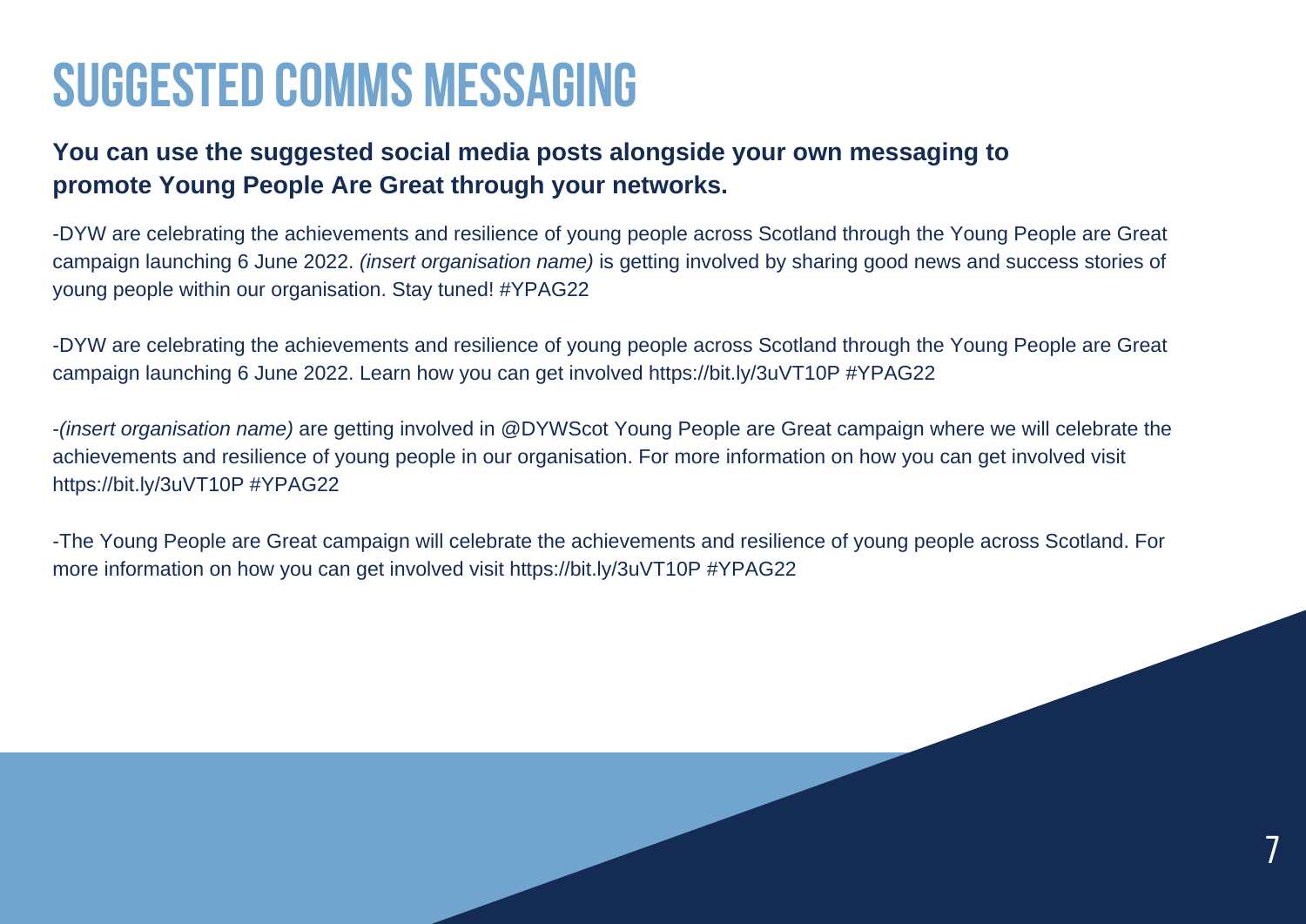# SUGGESTED COMMS MESSAGING

**You can use the suggested social media posts alongside your own messaging to promote Young People Are Great through your networks.**

-DYW are celebrating the achievements and resilience of young people across Scotland through the Young People are Great campaign launching 6 June 2022. *(insert organisation name)* is getting involved by sharing good news and success stories of young people within our organisation. Stay tuned! #YPAG22

-DYW are celebrating the achievements and resilience of young people across Scotland through the Young People are Great campaign launching 6 June 2022. Learn how you can get involved https://bit.ly/3uVT10P #YPAG22

-*(insert organisation name)* are getting involved in @DYWScot Young People are Great campaign where we will celebrate the achievements and resilience of young people in our organisation. For more information on how you can get involved visit https://bit.ly/3uVT10P #YPAG22

-The Young People are Great campaign will celebrate the achievements and resilience of young people across Scotland. For more information on how you can get involved visit https://bit.ly/3uVT10P #YPAG22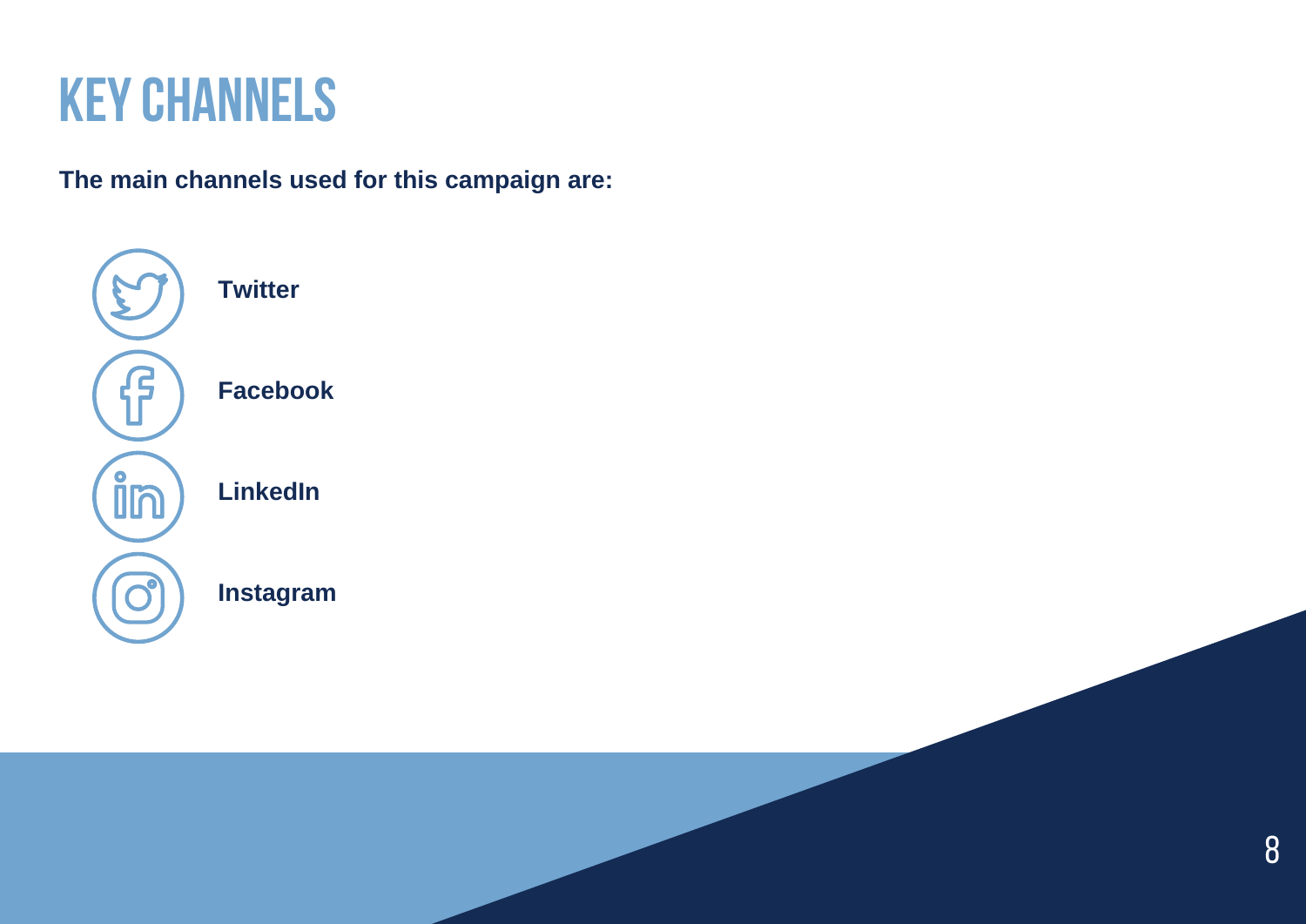# KEY CHANNELS

**The main channels used for this campaign are:**

- **Twitter**
- **Facebook**
- **LinkedIn**
- **Instagram**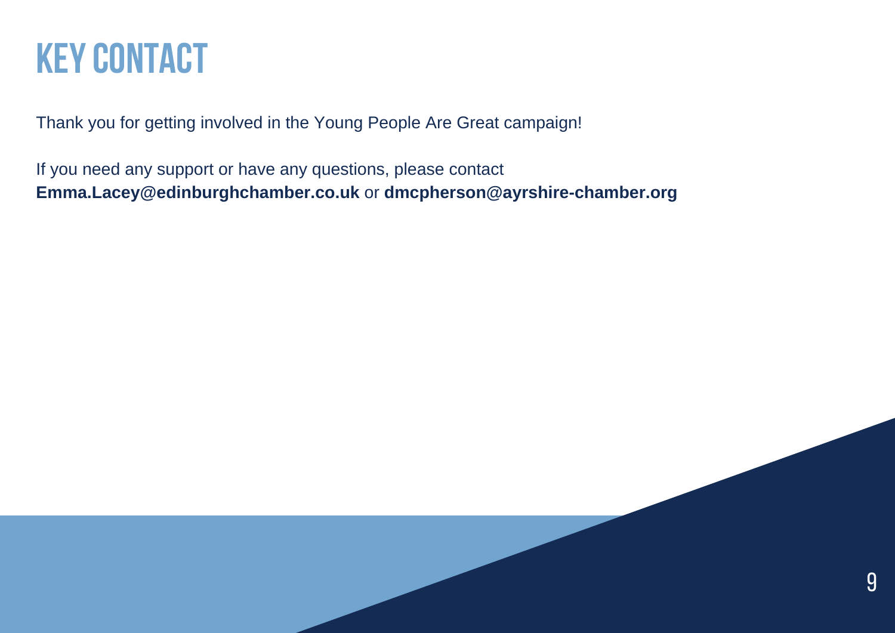# KEY CONTACT

Thank you for getting involved in the Young People Are Great campaign!

If you need any support or have any questions, please contact **Emma.Lacey@edinburghchamber.co.uk** or **dmcpherson@ayrshire-chamber.org**